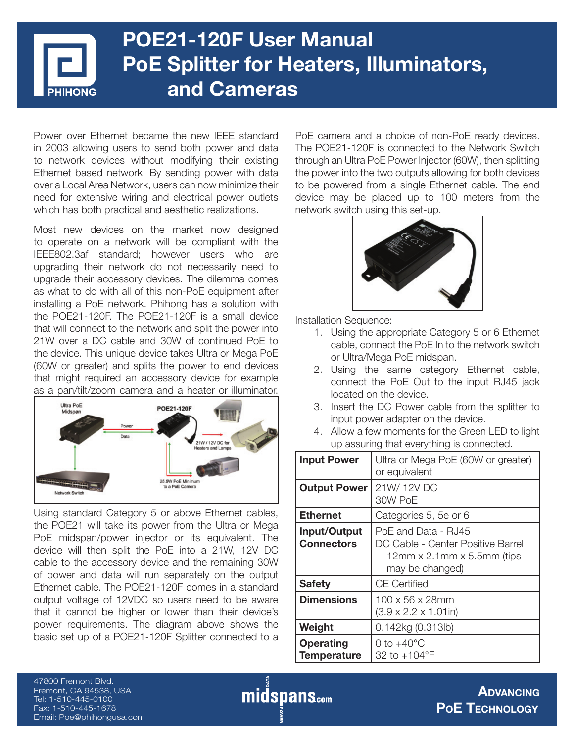# POE21-120F User Manual
# PoE Splitter for Heaters, Illuminators, and Cameras

Power over Ethernet became the new IEEE standard in 2003 allowing users to send both power and data to network devices without modifying their existing Ethernet based network. By sending power with data over a Local Area Network, users can now minimize their need for extensive wiring and electrical power outlets which has both practical and aesthetic realizations.

Most new devices on the market now designed to operate on a network will be compliant with the IEEE802.3af standard; however users who are upgrading their network do not necessarily need to upgrade their accessory devices. The dilemma comes as what to do with all of this non-PoE equipment after installing a PoE network. Phihong has a solution with the POE21-120F. The POE21-120F is a small device that will connect to the network and split the power into 21W over a DC cable and 30W of continued PoE to the device. This unique device takes Ultra or Mega PoE (60W or greater) and splits the power to end devices that might required an accessory device for example as a pan/tilt/zoom camera and a heater or illuminator.

Using standard Category 5 or above Ethernet cables, the POE21 will take its power from the Ultra or Mega PoE midspan/power injector or its equivalent. The device will then split the PoE into a 21W, 12V DC cable to the accessory device and the remaining 30W of power and data will run separately on the output Ethernet cable. The POE21-120F comes in a standard output voltage of 12VDC so users need to be aware that it cannot be higher or lower than their device's power requirements. The diagram above shows the basic set up of a POE21-120F Splitter connected to a PoE camera and a choice of non-PoE ready devices. The POE21-120F is connected to the Network Switch through an Ultra PoE Power Injector (60W), then splitting the power into the two outputs allowing for both devices to be powered from a single Ethernet cable. The end device may be placed up to 100 meters from the network switch using this set-up.

Installation Sequence:

1. Using the appropriate Category 5 or 6 Ethernet cable, connect the PoE In to the network switch or Ultra/Mega PoE midspan.
2. Using the same category Ethernet cable, connect the PoE Out to the input RJ45 jack located on the device.
3. Insert the DC Power cable from the splitter to input power adapter on the device.
4. Allow a few moments for the Green LED to light up assuring that everything is connected.

| | |
|---|---|
| **Input Power** | Ultra or Mega PoE (60W or greater) or equivalent |
| **Output Power** | 21W/ 12V DC<br>30W PoE |
| **Ethernet** | Categories 5, 5e or 6 |
| **Input/Output Connectors** | PoE and Data - RJ45<br>DC Cable - Center Positive Barrel 12mm x 2.1mm x 5.5mm (tips may be changed) |
| **Safety** | CE Certified |
| **Dimensions** | 100 x 56 x 28mm<br>(3.9 x 2.2 x 1.01in) |
| **Weight** | 0.142kg (0.313lb) |
| **Operating Temperature** | 0 to +40°C<br>32 to +104°F |

47800 Fremont Blvd.
Fremont, CA 94538, USA
Tel: 1-510-445-0100
Fax: 1-510-445-1678
Email: Poe@phihongusa.com

midspans.com

ADVANCING PoE TECHNOLOGY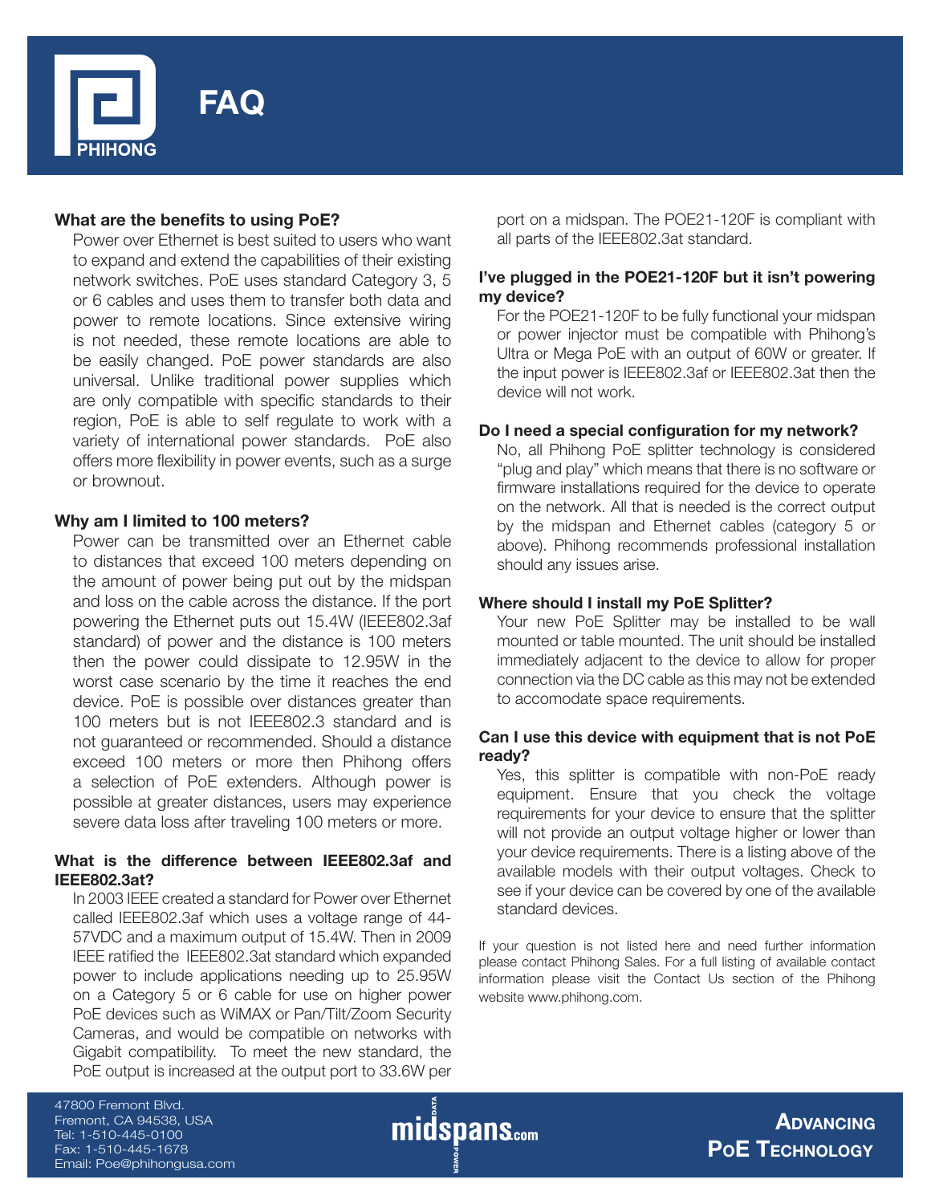# FAQ

### What are the benefits to using PoE?

Power over Ethernet is best suited to users who want to expand and extend the capabilities of their existing network switches. PoE uses standard Category 3, 5 or 6 cables and uses them to transfer both data and power to remote locations. Since extensive wiring is not needed, these remote locations are able to be easily changed. PoE power standards are also universal. Unlike traditional power supplies which are only compatible with specific standards to their region, PoE is able to self regulate to work with a variety of international power standards. PoE also offers more flexibility in power events, such as a surge or brownout.

### Why am I limited to 100 meters?

Power can be transmitted over an Ethernet cable to distances that exceed 100 meters depending on the amount of power being put out by the midspan and loss on the cable across the distance. If the port powering the Ethernet puts out 15.4W (IEEE802.3af standard) of power and the distance is 100 meters then the power could dissipate to 12.95W in the worst case scenario by the time it reaches the end device. PoE is possible over distances greater than 100 meters but is not IEEE802.3 standard and is not guaranteed or recommended. Should a distance exceed 100 meters or more then Phihong offers a selection of PoE extenders. Although power is possible at greater distances, users may experience severe data loss after traveling 100 meters or more.

### What is the difference between IEEE802.3af and IEEE802.3at?

In 2003 IEEE created a standard for Power over Ethernet called IEEE802.3af which uses a voltage range of 44-57VDC and a maximum output of 15.4W. Then in 2009 IEEE ratified the IEEE802.3at standard which expanded power to include applications needing up to 25.95W on a Category 5 or 6 cable for use on higher power PoE devices such as WiMAX or Pan/Tilt/Zoom Security Cameras, and would be compatible on networks with Gigabit compatibility. To meet the new standard, the PoE output is increased at the output port to 33.6W per port on a midspan. The POE21-120F is compliant with all parts of the IEEE802.3at standard.

### I've plugged in the POE21-120F but it isn't powering my device?

For the POE21-120F to be fully functional your midspan or power injector must be compatible with Phihong's Ultra or Mega PoE with an output of 60W or greater. If the input power is IEEE802.3af or IEEE802.3at then the device will not work.

### Do I need a special configuration for my network?

No, all Phihong PoE splitter technology is considered "plug and play" which means that there is no software or firmware installations required for the device to operate on the network. All that is needed is the correct output by the midspan and Ethernet cables (category 5 or above). Phihong recommends professional installation should any issues arise.

### Where should I install my PoE Splitter?

Your new PoE Splitter may be installed to be wall mounted or table mounted. The unit should be installed immediately adjacent to the device to allow for proper connection via the DC cable as this may not be extended to accomodate space requirements.

### Can I use this device with equipment that is not PoE ready?

Yes, this splitter is compatible with non-PoE ready equipment. Ensure that you check the voltage requirements for your device to ensure that the splitter will not provide an output voltage higher or lower than your device requirements. There is a listing above of the available models with their output voltages. Check to see if your device can be covered by one of the available standard devices.

If your question is not listed here and need further information please contact Phihong Sales. For a full listing of available contact information please visit the Contact Us section of the Phihong website www.phihong.com.

47800 Fremont Blvd.
Fremont, CA 94538, USA
Tel: 1-510-445-0100
Fax: 1-510-445-1678
Email: Poe@phihongusa.com

midspans.com

ADVANCING PoE TECHNOLOGY